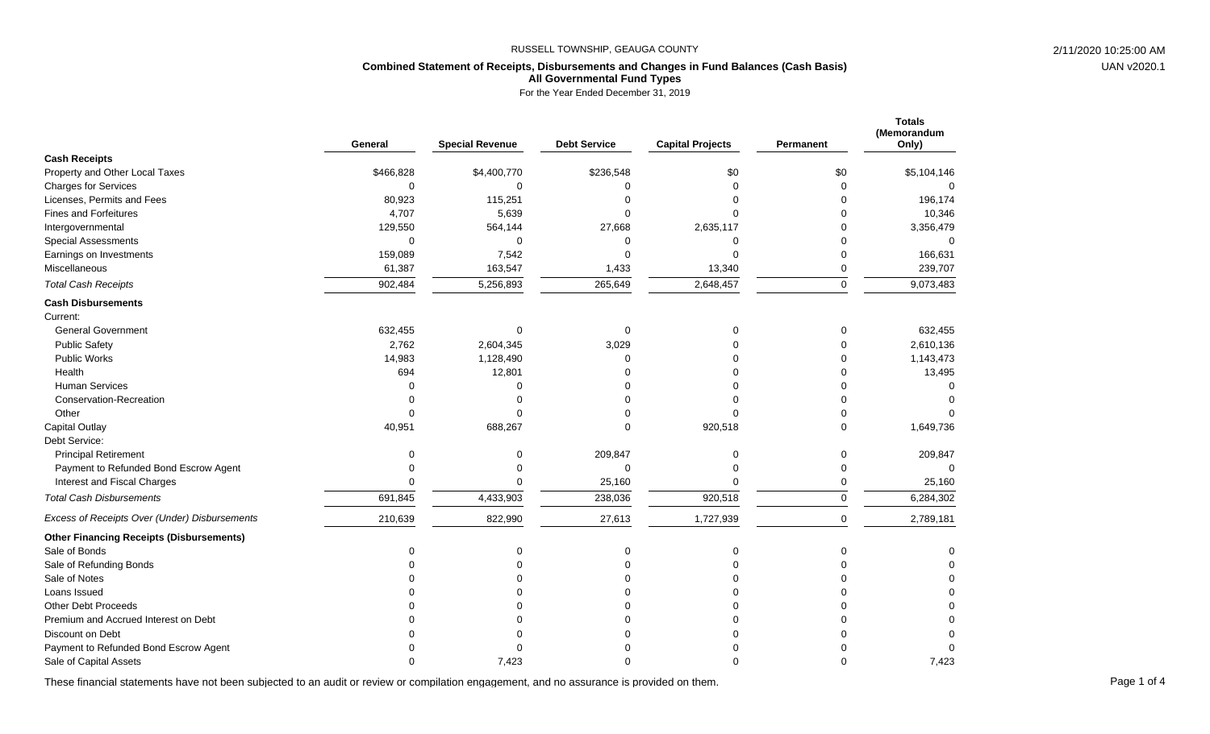# RUSSELL TOWNSHIP, GEAUGA COUNTY

## Combined Statement of Receipts, Disbursements and Changes in Fund Balances (Cash Basis)
### All Governmental Fund Types
For the Year Ended December 31, 2019

| | General | Special Revenue | Debt Service | Capital Projects | Permanent | Totals (Memorandum Only) |
|---|---|---|---|---|---|---|
| **Cash Receipts** | | | | | | |
| Property and Other Local Taxes | $466,828 | $4,400,770 | $236,548 | $0 | $0 | $5,104,146 |
| Charges for Services | 0 | 0 | 0 | 0 | 0 | 0 |
| Licenses, Permits and Fees | 80,923 | 115,251 | 0 | 0 | 0 | 196,174 |
| Fines and Forfeitures | 4,707 | 5,639 | 0 | 0 | 0 | 10,346 |
| Intergovernmental | 129,550 | 564,144 | 27,668 | 2,635,117 | 0 | 3,356,479 |
| Special Assessments | 0 | 0 | 0 | 0 | 0 | 0 |
| Earnings on Investments | 159,089 | 7,542 | 0 | 0 | 0 | 166,631 |
| Miscellaneous | 61,387 | 163,547 | 1,433 | 13,340 | 0 | 239,707 |
| *Total Cash Receipts* | 902,484 | 5,256,893 | 265,649 | 2,648,457 | 0 | 9,073,483 |
| **Cash Disbursements** | | | | | | |
| Current: | | | | | | |
| General Government | 632,455 | 0 | 0 | 0 | 0 | 632,455 |
| Public Safety | 2,762 | 2,604,345 | 3,029 | 0 | 0 | 2,610,136 |
| Public Works | 14,983 | 1,128,490 | 0 | 0 | 0 | 1,143,473 |
| Health | 694 | 12,801 | 0 | 0 | 0 | 13,495 |
| Human Services | 0 | 0 | 0 | 0 | 0 | 0 |
| Conservation-Recreation | 0 | 0 | 0 | 0 | 0 | 0 |
| Other | 0 | 0 | 0 | 0 | 0 | 0 |
| Capital Outlay | 40,951 | 688,267 | 0 | 920,518 | 0 | 1,649,736 |
| Debt Service: | | | | | | |
| Principal Retirement | 0 | 0 | 209,847 | 0 | 0 | 209,847 |
| Payment to Refunded Bond Escrow Agent | 0 | 0 | 0 | 0 | 0 | 0 |
| Interest and Fiscal Charges | 0 | 0 | 25,160 | 0 | 0 | 25,160 |
| *Total Cash Disbursements* | 691,845 | 4,433,903 | 238,036 | 920,518 | 0 | 6,284,302 |
| *Excess of Receipts Over (Under) Disbursements* | 210,639 | 822,990 | 27,613 | 1,727,939 | 0 | 2,789,181 |
| **Other Financing Receipts (Disbursements)** | | | | | | |
| Sale of Bonds | 0 | 0 | 0 | 0 | 0 | 0 |
| Sale of Refunding Bonds | 0 | 0 | 0 | 0 | 0 | 0 |
| Sale of Notes | 0 | 0 | 0 | 0 | 0 | 0 |
| Loans Issued | 0 | 0 | 0 | 0 | 0 | 0 |
| Other Debt Proceeds | 0 | 0 | 0 | 0 | 0 | 0 |
| Premium and Accrued Interest on Debt | 0 | 0 | 0 | 0 | 0 | 0 |
| Discount on Debt | 0 | 0 | 0 | 0 | 0 | 0 |
| Payment to Refunded Bond Escrow Agent | 0 | 0 | 0 | 0 | 0 | 0 |
| Sale of Capital Assets | 0 | 7,423 | 0 | 0 | 0 | 7,423 |

These financial statements have not been subjected to an audit or review or compilation engagement, and no assurance is provided on them.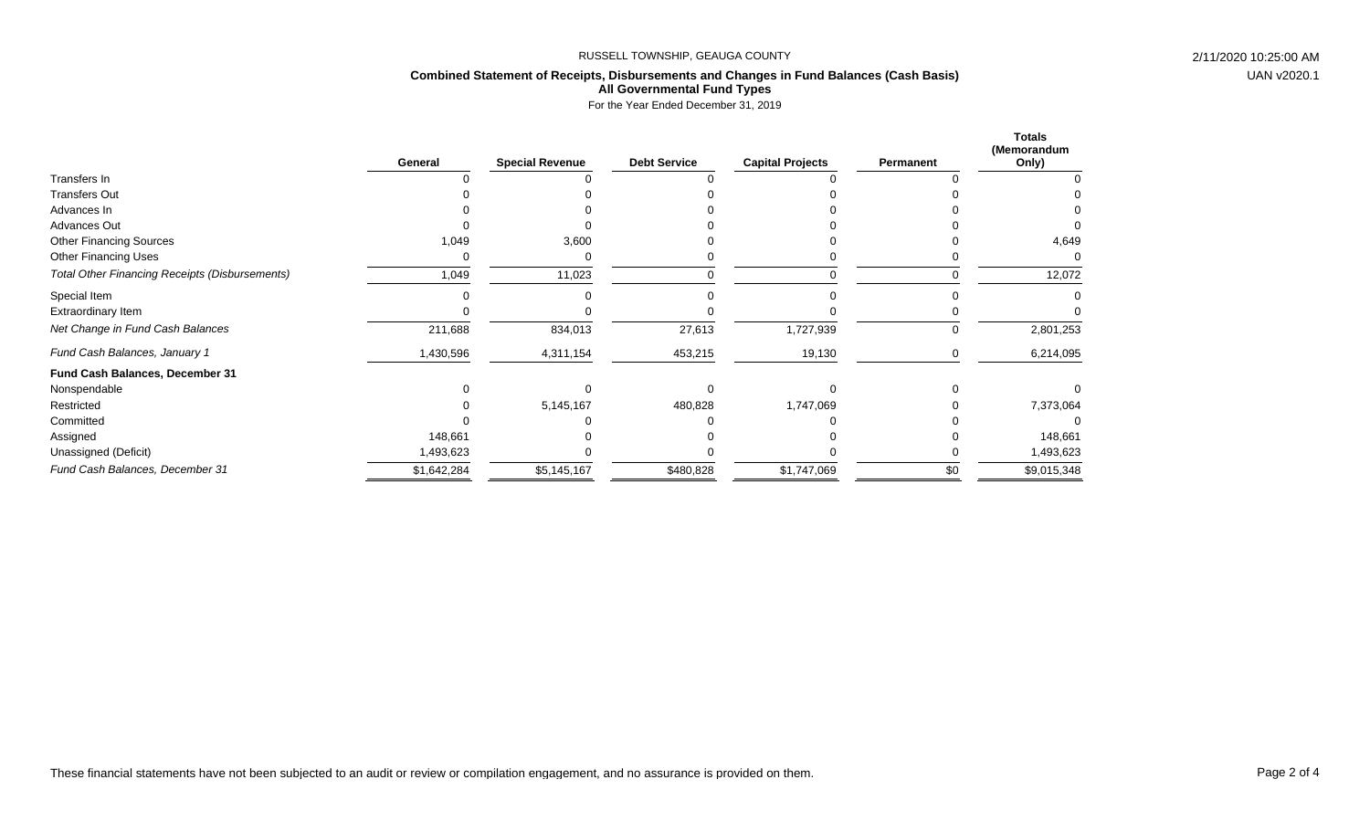RUSSELL TOWNSHIP, GEAUGA COUNTY

**Combined Statement of Receipts, Disbursements and Changes in Fund Balances (Cash Basis)**
**All Governmental Fund Types**
For the Year Ended December 31, 2019

| | General | Special Revenue | Debt Service | Capital Projects | Permanent | Totals (Memorandum Only) |
|---|---|---|---|---|---|---|
| Transfers In | 0 | 0 | 0 | 0 | 0 | 0 |
| Transfers Out | 0 | 0 | 0 | 0 | 0 | 0 |
| Advances In | 0 | 0 | 0 | 0 | 0 | 0 |
| Advances Out | 0 | 0 | 0 | 0 | 0 | 0 |
| Other Financing Sources | 1,049 | 3,600 | 0 | 0 | 0 | 4,649 |
| Other Financing Uses | 0 | 0 | 0 | 0 | 0 | 0 |
| *Total Other Financing Receipts (Disbursements)* | 1,049 | 11,023 | 0 | 0 | 0 | 12,072 |
| Special Item | 0 | 0 | 0 | 0 | 0 | 0 |
| Extraordinary Item | 0 | 0 | 0 | 0 | 0 | 0 |
| *Net Change in Fund Cash Balances* | 211,688 | 834,013 | 27,613 | 1,727,939 | 0 | 2,801,253 |
| *Fund Cash Balances, January 1* | 1,430,596 | 4,311,154 | 453,215 | 19,130 | 0 | 6,214,095 |
| **Fund Cash Balances, December 31** | | | | | | |
| Nonspendable | 0 | 0 | 0 | 0 | 0 | 0 |
| Restricted | 0 | 5,145,167 | 480,828 | 1,747,069 | 0 | 7,373,064 |
| Committed | 0 | 0 | 0 | 0 | 0 | 0 |
| Assigned | 148,661 | 0 | 0 | 0 | 0 | 148,661 |
| Unassigned (Deficit) | 1,493,623 | 0 | 0 | 0 | 0 | 1,493,623 |
| *Fund Cash Balances, December 31* | $1,642,284 | $5,145,167 | $480,828 | $1,747,069 | $0 | $9,015,348 |

These financial statements have not been subjected to an audit or review or compilation engagement, and no assurance is provided on them.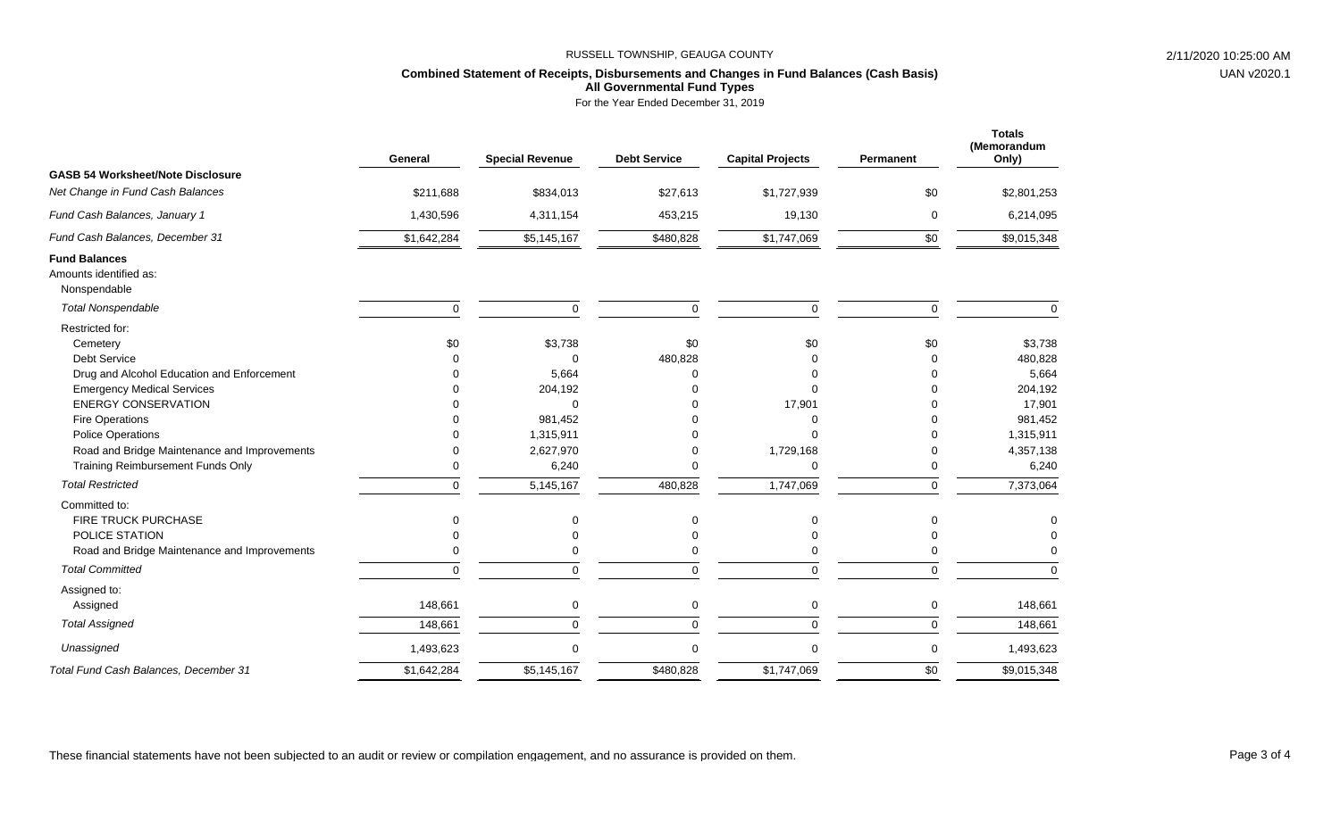RUSSELL TOWNSHIP, GEAUGA COUNTY

**Combined Statement of Receipts, Disbursements and Changes in Fund Balances (Cash Basis)**
**All Governmental Fund Types**
For the Year Ended December 31, 2019

| | General | Special Revenue | Debt Service | Capital Projects | Permanent | Totals (Memorandum Only) |
|---|---|---|---|---|---|---|
| **GASB 54 Worksheet/Note Disclosure** | | | | | | |
| *Net Change in Fund Cash Balances* | $211,688 | $834,013 | $27,613 | $1,727,939 | $0 | $2,801,253 |
| *Fund Cash Balances, January 1* | 1,430,596 | 4,311,154 | 453,215 | 19,130 | 0 | 6,214,095 |
| *Fund Cash Balances, December 31* | $1,642,284 | $5,145,167 | $480,828 | $1,747,069 | $0 | $9,015,348 |
| **Fund Balances** | | | | | | |
| Amounts identified as: | | | | | | |
| Nonspendable | | | | | | |
| *Total Nonspendable* | 0 | 0 | 0 | 0 | 0 | 0 |
| Restricted for: | | | | | | |
| Cemetery | $0 | $3,738 | $0 | $0 | $0 | $3,738 |
| Debt Service | 0 | 0 | 480,828 | 0 | 0 | 480,828 |
| Drug and Alcohol Education and Enforcement | 0 | 5,664 | 0 | 0 | 0 | 5,664 |
| Emergency Medical Services | 0 | 204,192 | 0 | 0 | 0 | 204,192 |
| ENERGY CONSERVATION | 0 | 0 | 0 | 17,901 | 0 | 17,901 |
| Fire Operations | 0 | 981,452 | 0 | 0 | 0 | 981,452 |
| Police Operations | 0 | 1,315,911 | 0 | 0 | 0 | 1,315,911 |
| Road and Bridge Maintenance and Improvements | 0 | 2,627,970 | 0 | 1,729,168 | 0 | 4,357,138 |
| Training Reimbursement Funds Only | 0 | 6,240 | 0 | 0 | 0 | 6,240 |
| *Total Restricted* | 0 | 5,145,167 | 480,828 | 1,747,069 | 0 | 7,373,064 |
| Committed to: | | | | | | |
| FIRE TRUCK PURCHASE | 0 | 0 | 0 | 0 | 0 | 0 |
| POLICE STATION | 0 | 0 | 0 | 0 | 0 | 0 |
| Road and Bridge Maintenance and Improvements | 0 | 0 | 0 | 0 | 0 | 0 |
| *Total Committed* | 0 | 0 | 0 | 0 | 0 | 0 |
| Assigned to: | | | | | | |
| Assigned | 148,661 | 0 | 0 | 0 | 0 | 148,661 |
| *Total Assigned* | 148,661 | 0 | 0 | 0 | 0 | 148,661 |
| *Unassigned* | 1,493,623 | 0 | 0 | 0 | 0 | 1,493,623 |
| *Total Fund Cash Balances, December 31* | $1,642,284 | $5,145,167 | $480,828 | $1,747,069 | $0 | $9,015,348 |

These financial statements have not been subjected to an audit or review or compilation engagement, and no assurance is provided on them.